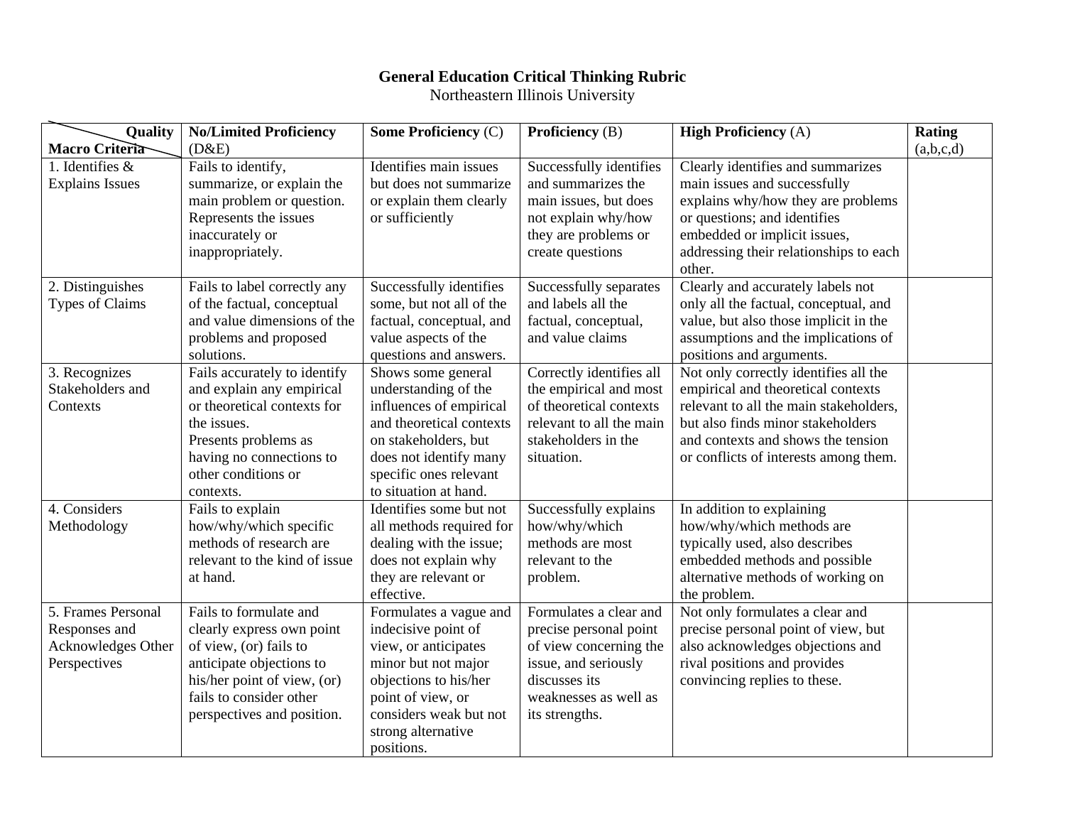# General Education Critical Thinking Rubric

Northeastern Illinois University

| Quality / Macro Criteria | **No/Limited Proficiency** (D&E) | **Some Proficiency** (C) | **Proficiency** (B) | **High Proficiency** (A) | **Rating** (a,b,c,d) |
|---|---|---|---|---|---|
| 1. Identifies & Explains Issues | Fails to identify, summarize, or explain the main problem or question. Represents the issues inaccurately or inappropriately. | Identifies main issues but does not summarize or explain them clearly or sufficiently | Successfully identifies and summarizes the main issues, but does not explain why/how they are problems or create questions | Clearly identifies and summarizes main issues and successfully explains why/how they are problems or questions; and identifies embedded or implicit issues, addressing their relationships to each other. | |
| 2. Distinguishes Types of Claims | Fails to label correctly any of the factual, conceptual and value dimensions of the problems and proposed solutions. | Successfully identifies some, but not all of the factual, conceptual, and value aspects of the questions and answers. | Successfully separates and labels all the factual, conceptual, and value claims | Clearly and accurately labels not only all the factual, conceptual, and value, but also those implicit in the assumptions and the implications of positions and arguments. | |
| 3. Recognizes Stakeholders and Contexts | Fails accurately to identify and explain any empirical or theoretical contexts for the issues. Presents problems as having no connections to other conditions or contexts. | Shows some general understanding of the influences of empirical and theoretical contexts on stakeholders, but does not identify many specific ones relevant to situation at hand. | Correctly identifies all the empirical and most of theoretical contexts relevant to all the main stakeholders in the situation. | Not only correctly identifies all the empirical and theoretical contexts relevant to all the main stakeholders, but also finds minor stakeholders and contexts and shows the tension or conflicts of interests among them. | |
| 4. Considers Methodology | Fails to explain how/why/which specific methods of research are relevant to the kind of issue at hand. | Identifies some but not all methods required for dealing with the issue; does not explain why they are relevant or effective. | Successfully explains how/why/which methods are most relevant to the problem. | In addition to explaining how/why/which methods are typically used, also describes embedded methods and possible alternative methods of working on the problem. | |
| 5. Frames Personal Responses and Acknowledges Other Perspectives | Fails to formulate and clearly express own point of view, (or) fails to anticipate objections to his/her point of view, (or) fails to consider other perspectives and position. | Formulates a vague and indecisive point of view, or anticipates minor but not major objections to his/her point of view, or considers weak but not strong alternative positions. | Formulates a clear and precise personal point of view concerning the issue, and seriously discusses its weaknesses as well as its strengths. | Not only formulates a clear and precise personal point of view, but also acknowledges objections and rival positions and provides convincing replies to these. | |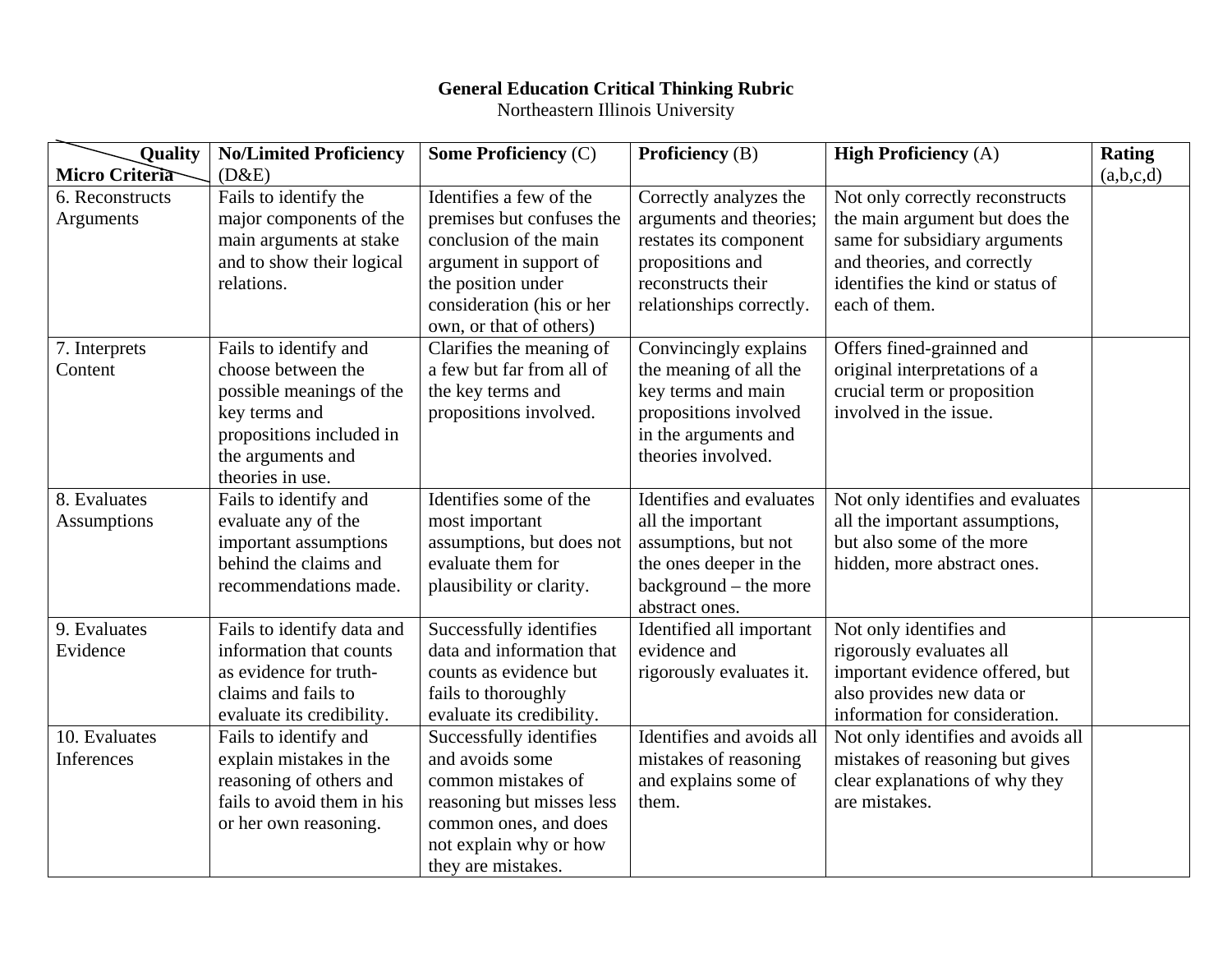**General Education Critical Thinking Rubric**
Northeastern Illinois University

| Quality / Micro Criteria | **No/Limited Proficiency** (D&E) | **Some Proficiency** (C) | **Proficiency** (B) | **High Proficiency** (A) | **Rating** (a,b,c,d) |
|---|---|---|---|---|---|
| 6. Reconstructs Arguments | Fails to identify the major components of the main arguments at stake and to show their logical relations. | Identifies a few of the premises but confuses the conclusion of the main argument in support of the position under consideration (his or her own, or that of others) | Correctly analyzes the arguments and theories; restates its component propositions and reconstructs their relationships correctly. | Not only correctly reconstructs the main argument but does the same for subsidiary arguments and theories, and correctly identifies the kind or status of each of them. | |
| 7. Interprets Content | Fails to identify and choose between the possible meanings of the key terms and propositions included in the arguments and theories in use. | Clarifies the meaning of a few but far from all of the key terms and propositions involved. | Convincingly explains the meaning of all the key terms and main propositions involved in the arguments and theories involved. | Offers fined-grainned and original interpretations of a crucial term or proposition involved in the issue. | |
| 8. Evaluates Assumptions | Fails to identify and evaluate any of the important assumptions behind the claims and recommendations made. | Identifies some of the most important assumptions, but does not evaluate them for plausibility or clarity. | Identifies and evaluates all the important assumptions, but not the ones deeper in the background – the more abstract ones. | Not only identifies and evaluates all the important assumptions, but also some of the more hidden, more abstract ones. | |
| 9. Evaluates Evidence | Fails to identify data and information that counts as evidence for truth-claims and fails to evaluate its credibility. | Successfully identifies data and information that counts as evidence but fails to thoroughly evaluate its credibility. | Identified all important evidence and rigorously evaluates it. | Not only identifies and rigorously evaluates all important evidence offered, but also provides new data or information for consideration. | |
| 10. Evaluates Inferences | Fails to identify and explain mistakes in the reasoning of others and fails to avoid them in his or her own reasoning. | Successfully identifies and avoids some common mistakes of reasoning but misses less common ones, and does not explain why or how they are mistakes. | Identifies and avoids all mistakes of reasoning and explains some of them. | Not only identifies and avoids all mistakes of reasoning but gives clear explanations of why they are mistakes. | |